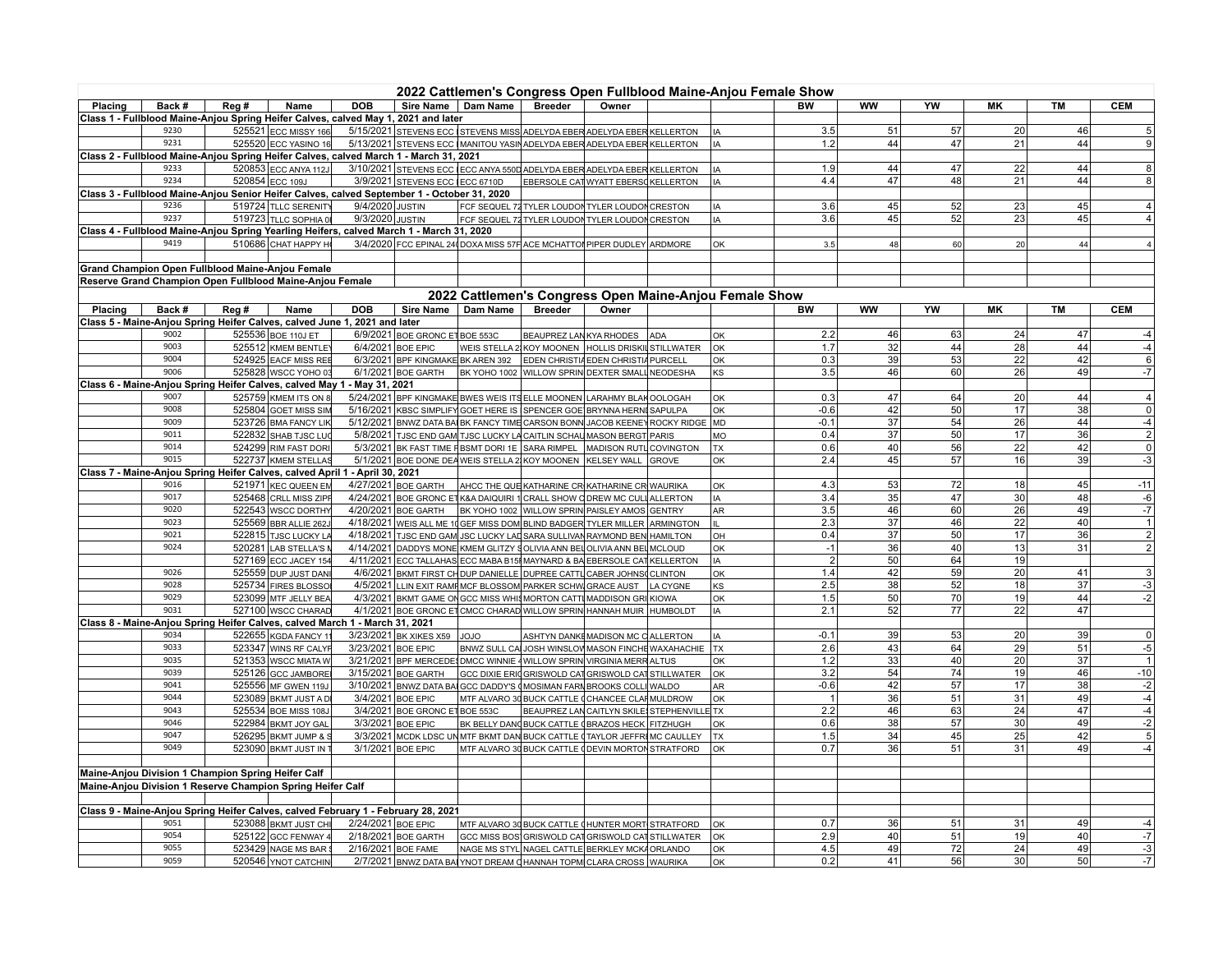## 2022 Cattlemen's Congress Open Fullblood Maine-Anjou Female Show

| Placing | Back # | Reg # | Name | DOB | Sire Name | Dam Name | Breeder | Owner | | | BW | WW | YW | MK | TM | CEM |
|---|---|---|---|---|---|---|---|---|---|---|---|---|---|---|---|---|
| **Class 1 - Fullblood Maine-Anjou Spring Heifer Calves, calved May 1, 2021 and later** | | | | | | | | | | | | | | | | |
| | 9230 | 525521 | ECC MISSY 166 | 5/15/2021 | STEVENS ECC | STEVENS MISS | ADELYDA EBER | ADELYDA EBER | KELLERTON | IA | 3.5 | 51 | 57 | 20 | 46 | 5 |
| | 9231 | 525520 | ECC YASINO 16 | 5/13/2021 | STEVENS ECC | MANITOU YASIN | ADELYDA EBER | ADELYDA EBER | KELLERTON | IA | 1.2 | 44 | 47 | 21 | 44 | 9 |
| **Class 2 - Fullblood Maine-Anjou Spring Heifer Calves, calved March 1 - March 31, 2021** | | | | | | | | | | | | | | | | |
| | 9233 | 520853 | ECC ANYA 112J | 3/10/2021 | STEVENS ECC | ECC ANYA 550D | ADELYDA EBER | ADELYDA EBER | KELLERTON | IA | 1.9 | 44 | 47 | 22 | 44 | 8 |
| | 9234 | 520854 | ECC 109J | 3/9/2021 | STEVENS ECC | ECC 6710D | EBERSOLE CAT | WYATT EBERSO | KELLERTON | IA | 4.4 | 47 | 48 | 21 | 44 | 8 |
| **Class 3 - Fullblood Maine-Anjou Senior Heifer Calves, calved September 1 - October 31, 2020** | | | | | | | | | | | | | | | | |
| | 9236 | 519724 | TLLC SERENITY | 9/4/2020 | JUSTIN | FCF SEQUEL 72 | TYLER LOUDON | TYLER LOUDON | CRESTON | IA | 3.6 | 45 | 52 | 23 | 45 | 4 |
| | 9237 | 519723 | TLLC SOPHIA 0 | 9/3/2020 | JUSTIN | FCF SEQUEL 72 | TYLER LOUDON | TYLER LOUDON | CRESTON | IA | 3.6 | 45 | 52 | 23 | 45 | 4 |
| **Class 4 - Fullblood Maine-Anjou Spring Yearling Heifers, calved March 1 - March 31, 2020** | | | | | | | | | | | | | | | | |
| | 9419 | 510686 | CHAT HAPPY H | 3/4/2020 | FCC EPINAL 24 | DOXA MISS 57F | ACE MCHATTON | PIPER DUDLEY | ARDMORE | OK | 3.5 | 48 | 60 | 20 | 44 | 4 |
| | | | | | | | | | | | | | | | | |
| **Grand Champion Open Fullblood Maine-Anjou Female** | | | | | | | | | | | | | | | | |
| **Reserve Grand Champion Open Fullblood Maine-Anjou Female** | | | | | | | | | | | | | | | | |

## 2022 Cattlemen's Congress Open Maine-Anjou Female Show

| Placing | Back # | Reg # | Name | DOB | Sire Name | Dam Name | Breeder | Owner | | | BW | WW | YW | MK | TM | CEM |
|---|---|---|---|---|---|---|---|---|---|---|---|---|---|---|---|---|
| **Class 5 - Maine-Anjou Spring Heifer Calves, calved June 1, 2021 and later** | | | | | | | | | | | | | | | | |
| | 9002 | 525536 | BOE 110J ET | 6/9/2021 | BOE GRONC ET | BOE 553C | BEAUPREZ LAN | KYA RHODES | ADA | OK | 2.2 | 46 | 63 | 24 | 47 | -4 |
| | 9003 | 525512 | KMEM BENTLEY | 6/4/2021 | BOE EPIC | WEIS STELLA 2 | KOY MOONEN | HOLLIS DRISKIL | STILLWATER | OK | 1.7 | 32 | 44 | 28 | 44 | -4 |
| | 9004 | 524925 | EACF MISS REE | 6/3/2021 | BPF KINGMAKE | BK AREN 392 | EDEN CHRISTIA | EDEN CHRISTIA | PURCELL | OK | 0.3 | 39 | 53 | 22 | 42 | 6 |
| | 9006 | 525828 | WSCC YOHO 03 | 6/1/2021 | BOE GARTH | BK YOHO 1002 | WILLOW SPRIN | DEXTER SMALL | NEODESHA | KS | 3.5 | 46 | 60 | 26 | 49 | -7 |
| **Class 6 - Maine-Anjou Spring Heifer Calves, calved May 1 - May 31, 2021** | | | | | | | | | | | | | | | | |
| | 9007 | 525759 | KMEM ITS ON 8 | 5/24/2021 | BPF KINGMAKE | BWES WEIS ITS | ELLE MOONEN | LARAHMY BLAK | OOLOGAH | OK | 0.3 | 47 | 64 | 20 | 44 | 4 |
| | 9008 | 525804 | GOET MISS SIM | 5/16/2021 | KBSC SIMPLIFY | GOET HERE IS | SPENCER GOE | BRYNNA HERN | SAPULPA | OK | -0.6 | 42 | 50 | 17 | 38 | 0 |
| | 9009 | 523726 | BMA FANCY LIK | 5/12/2021 | BNWZ DATA BA | BK FANCY TIME | CARSON BONN | JACOB KEENEY | ROCKY RIDGE | MD | -0.1 | 37 | 54 | 26 | 44 | -4 |
| | 9011 | 522832 | SHAB TJSC LUC | 5/8/2021 | TJSC END GAM | TJSC LUCKY LA | CAITLIN SCHAU | MASON BERGT | PARIS | MO | 0.4 | 37 | 50 | 17 | 36 | 2 |
| | 9014 | 524299 | RIM FAST DORI | 5/3/2021 | BK FAST TIME F | BSMT DORI 1E | SARA RIMPEL | MADISON RUTL | COVINGTON | TX | 0.6 | 40 | 56 | 22 | 42 | 0 |
| | 9015 | 522737 | KMEM STELLAS | 5/1/2021 | BOE DONE DEA | WEIS STELLA 2 | KOY MOONEN | KELSEY WALL | GROVE | OK | 2.4 | 45 | 57 | 16 | 39 | -3 |
| **Class 7 - Maine-Anjou Spring Heifer Calves, calved April 1 - April 30, 2021** | | | | | | | | | | | | | | | | |
| | 9016 | 521971 | KEC QUEEN EM | 4/27/2021 | BOE GARTH | AHCC THE QUE | KATHARINE CR | KATHARINE CR | WAURIKA | OK | 4.3 | 53 | 72 | 18 | 45 | -11 |
| | 9017 | 525468 | CRLL MISS ZIPF | 4/24/2021 | BOE GRONC ET | K&A DAIQUIRI 1 | CRALL SHOW C | DREW MC CULL | ALLERTON | IA | 3.4 | 35 | 47 | 30 | 48 | -6 |
| | 9020 | 522543 | WSCC DORTHY | 4/20/2021 | BOE GARTH | BK YOHO 1002 | WILLOW SPRIN | PAISLEY AMOS | GENTRY | AR | 3.5 | 46 | 60 | 26 | 49 | -7 |
| | 9023 | 525569 | BBR ALLIE 262J | 4/18/2021 | WEIS ALL ME 1 | GEF MISS DOM | BLIND BADGER | TYLER MILLER | ARMINGTON | IL | 2.3 | 37 | 46 | 22 | 40 | 1 |
| | 9021 | 522815 | TJSC LUCKY LA | 4/18/2021 | TJSC END GAM | JSC LUCKY LAD | SARA SULLIVAN | RAYMOND BEN | HAMILTON | OH | 0.4 | 37 | 50 | 17 | 36 | 2 |
| | 9024 | 520281 | LAB STELLA'S M | 4/14/2021 | DADDYS MONE | KMEM GLITZY S | OLIVIA ANN BEL | OLIVIA ANN BEL | MCLOUD | OK | -1 | 36 | 40 | 13 | 31 | 2 |
| | | 527169 | ECC JACEY 154 | 4/11/2021 | ECC TALLAHAS | ECC MABA B15 | MAYNARD & BA | EBERSOLE CAT | KELLERTON | IA | 2 | 50 | 64 | 19 | | |
| | 9026 | 525559 | DUP JUST DANI | 4/6/2021 | BKMT FIRST CH | DUP DANIELLE | DUPREE CATTL | CABER JOHNS | CLINTON | OK | 1.4 | 42 | 59 | 20 | 41 | 3 |
| | 9028 | 525734 | FIRES BLOSSO | 4/5/2021 | LLIN EXIT RAMF | MCF BLOSSOM | PARKER SCHW | GRACE AUST | LA CYGNE | KS | 2.5 | 38 | 52 | 18 | 37 | -3 |
| | 9029 | 523099 | MTF JELLY BEA | 4/3/2021 | BKMT GAME ON | GCC MISS WHIS | MORTON CATT | MADDISON GRI | KIOWA | OK | 1.5 | 50 | 70 | 19 | 44 | -2 |
| | 9031 | 527100 | WSCC CHARAD | 4/1/2021 | BOE GRONC ET | CMCC CHARAD | WILLOW SPRIN | HANNAH MUIR | HUMBOLDT | IA | 2.1 | 52 | 77 | 22 | 47 | |
| **Class 8 - Maine-Anjou Spring Heifer Calves, calved March 1 - March 31, 2021** | | | | | | | | | | | | | | | | |
| | 9034 | 522655 | KGDA FANCY 1 | 3/23/2021 | BK XIKES X59 | JOJO | ASHTYN DANKE | MADISON MC C | ALLERTON | IA | -0.1 | 39 | 53 | 20 | 39 | 0 |
| | 9033 | 523347 | WINS RF CALYF | 3/23/2021 | BOE EPIC | BNWZ SULL CA | JOSH WINSLOW | MASON FINCHE | WAXAHACHIE | TX | 2.6 | 43 | 64 | 29 | 51 | -5 |
| | 9035 | 521353 | WSCC MIATA W | 3/21/2021 | BPF MERCEDES | DMCC WINNIE 4 | WILLOW SPRIN | VIRGINIA MERR | ALTUS | OK | 1.2 | 33 | 40 | 20 | 37 | 1 |
| | 9039 | 525126 | GCC JAMBORE | 3/15/2021 | BOE GARTH | GCC DIXIE ERIC | GRISWOLD CAT | GRISWOLD CAT | STILLWATER | OK | 3.2 | 54 | 74 | 19 | 46 | -10 |
| | 9041 | 525556 | MF GWEN 119J | 3/10/2021 | BNWZ DATA BA | GCC DADDY'S C | MOSIMAN FARM | BROOKS COLLI | WALDO | AR | -0.6 | 42 | 57 | 17 | 38 | -2 |
| | 9044 | 523089 | BKMT JUST A D | 3/4/2021 | BOE EPIC | MTF ALVARO 30 | BUCK CATTLE C | CHANCEE CLAR | MULDROW | OK | 1 | 36 | 51 | 31 | 49 | -4 |
| | 9043 | 525534 | BOE MISS 108J | 3/4/2021 | BOE GRONC ET | BOE 553C | BEAUPREZ LAN | CAITLYN SKILES | STEPHENVILLE | TX | 2.2 | 46 | 63 | 24 | 47 | -4 |
| | 9046 | 522984 | BKMT JOY GAL | 3/3/2021 | BOE EPIC | BK BELLY DANC | BUCK CATTLE C | BRAZOS HECK | FITZHUGH | OK | 0.6 | 38 | 57 | 30 | 49 | -2 |
| | 9047 | 526295 | BKMT JUMP & S | 3/3/2021 | MCDK LDSC UN | MTF BKMT DAN | BUCK CATTLE C | TAYLOR JEFFR | MC CAULLEY | TX | 1.5 | 34 | 45 | 25 | 42 | 5 |
| | 9049 | 523090 | BKMT JUST IN T | 3/1/2021 | BOE EPIC | MTF ALVARO 30 | BUCK CATTLE C | DEVIN MORTON | STRATFORD | OK | 0.7 | 36 | 51 | 31 | 49 | -4 |
| | | | | | | | | | | | | | | | | |
| **Maine-Anjou Division 1 Champion Spring Heifer Calf** | | | | | | | | | | | | | | | | |
| **Maine-Anjou Division 1 Reserve Champion Spring Heifer Calf** | | | | | | | | | | | | | | | | |
| | | | | | | | | | | | | | | | | |
| **Class 9 - Maine-Anjou Spring Heifer Calves, calved February 1 - February 28, 2021** | | | | | | | | | | | | | | | | |
| | 9051 | 523088 | BKMT JUST CHI | 2/24/2021 | BOE EPIC | MTF ALVARO 30 | BUCK CATTLE C | HUNTER MORT | STRATFORD | OK | 0.7 | 36 | 51 | 31 | 49 | -4 |
| | 9054 | 525122 | GCC FENWAY 4 | 2/18/2021 | BOE GARTH | GCC MISS BOS | GRISWOLD CAT | GRISWOLD CAT | STILLWATER | OK | 2.9 | 40 | 51 | 19 | 40 | -7 |
| | 9055 | 523429 | NAGE MS BAR | 2/16/2021 | BOE FAME | NAGE MS STYL | NAGEL CATTLE | BERKLEY MCKA | ORLANDO | OK | 4.5 | 49 | 72 | 24 | 49 | -3 |
| | 9059 | 520546 | YNOT CATCHIN | 2/7/2021 | BNWZ DATA BA | YNOT DREAM C | HANNAH TOPM | CLARA CROSS | WAURIKA | OK | 0.2 | 41 | 56 | 30 | 50 | -7 |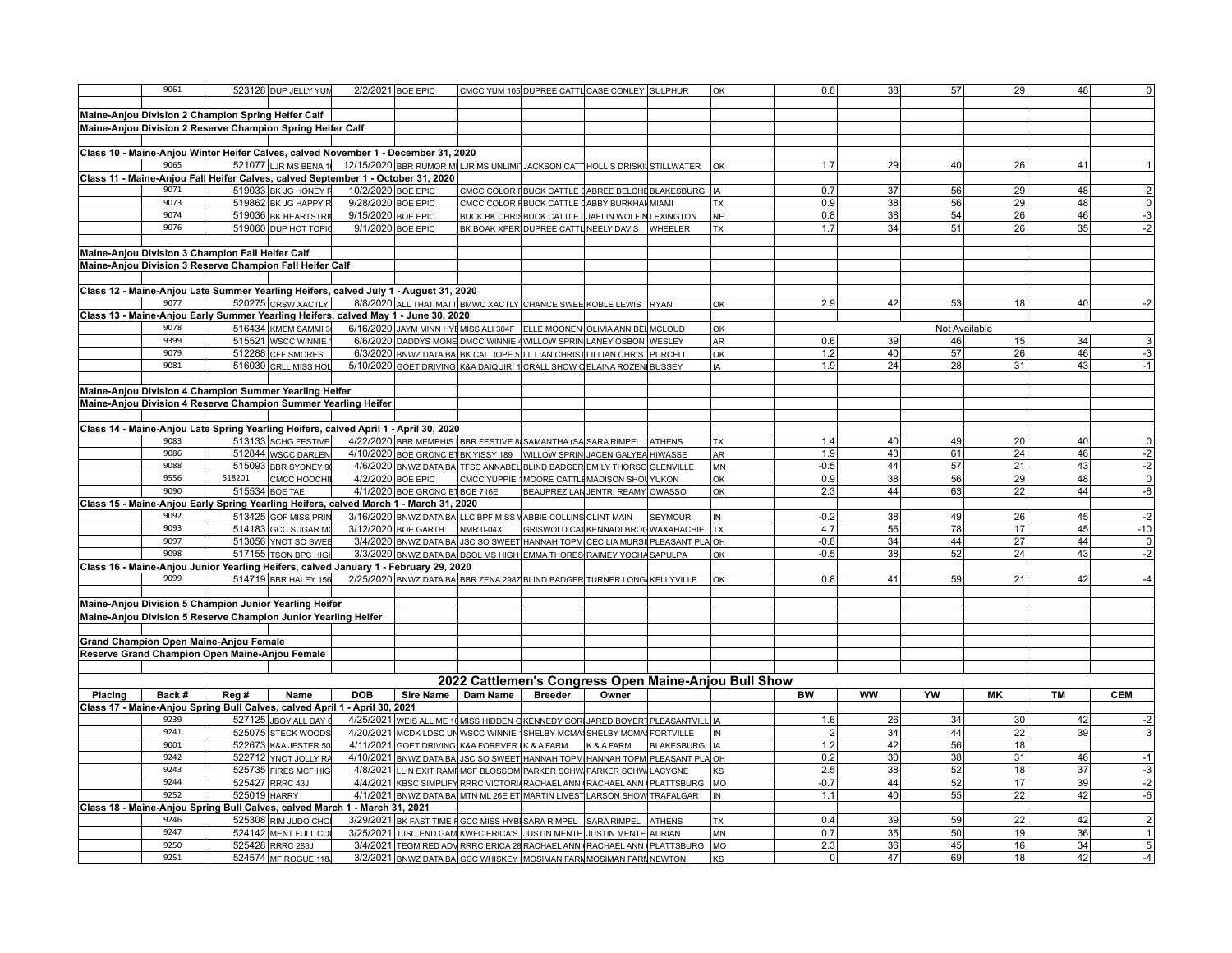| | 9061 | | 523128 DUP JELLY YUM | 2/2/2021 | BOE EPIC | CMCC YUM 105 | DUPREE CATTL | CASE CONLEY | SULPHUR | OK | 0.8 | 38 | 57 | 29 | 48 | 0 |
|---|---|---|---|---|---|---|---|---|---|---|---|---|---|---|---|---|
| **Maine-Anjou Division 2 Champion Spring Heifer Calf** | | | | | | | | | | | | | | | | |
| **Maine-Anjou Division 2 Reserve Champion Spring Heifer Calf** | | | | | | | | | | | | | | | | |
| **Class 10 - Maine-Anjou Winter Heifer Calves, calved November 1 - December 31, 2020** | | | | | | | | | | | | | | | | |
| | 9065 | | 521077 LJR MS BENA 1 | 12/15/2020 | BBR RUMOR MI | LJR MS UNLIMI | JACKSON CATT | HOLLIS DRISKIL | STILLWATER | OK | 1.7 | 29 | 40 | 26 | 41 | 1 |
| **Class 11 - Maine-Anjou Fall Heifer Calves, calved September 1 - October 31, 2020** | | | | | | | | | | | | | | | | |
| | 9071 | | 519033 BK JG HONEY F | 10/2/2020 | BOE EPIC | CMCC COLOR F | BUCK CATTLE ( | ABREE BELCHE | BLAKESBURG | IA | 0.7 | 37 | 56 | 29 | 48 | 2 |
| | 9073 | | 519862 BK JG HAPPY R | 9/28/2020 | BOE EPIC | CMCC COLOR F | BUCK CATTLE ( | ABBY BURKHAM | MIAMI | TX | 0.9 | 38 | 56 | 29 | 48 | 0 |
| | 9074 | | 519036 BK HEARTSTRI | 9/15/2020 | BOE EPIC | BUCK BK CHRIS | BUCK CATTLE ( | JAELIN WOLFIN | LEXINGTON | NE | 0.8 | 38 | 54 | 26 | 46 | -3 |
| | 9076 | | 519060 DUP HOT TOPIC | 9/1/2020 | BOE EPIC | BK BOAK XPER | DUPREE CATTL | NEELY DAVIS | WHEELER | TX | 1.7 | 34 | 51 | 26 | 35 | -2 |
| **Maine-Anjou Division 3 Champion Fall Heifer Calf** | | | | | | | | | | | | | | | | |
| **Maine-Anjou Division 3 Reserve Champion Fall Heifer Calf** | | | | | | | | | | | | | | | | |
| **Class 12 - Maine-Anjou Late Summer Yearling Heifers, calved July 1 - August 31, 2020** | | | | | | | | | | | | | | | | |
| | 9077 | | 520275 CRSW XACTLY | 8/8/2020 | ALL THAT MATT | BMWC XACTLY | CHANCE SWEE | KOBLE LEWIS | RYAN | OK | 2.9 | 42 | 53 | 18 | 40 | -2 |
| **Class 13 - Maine-Anjou Early Summer Yearling Heifers, calved May 1 - June 30, 2020** | | | | | | | | | | | | | | | | |
| | 9078 | | 516434 KMEM SAMMI 3 | 6/16/2020 | JAYM MINN HYE | MISS ALI 304F | ELLE MOONEN | OLIVIA ANN BEL | MCLOUD | OK | | | Not Available | | | |
| | 9399 | | 515521 WSCC WINNIE | 6/6/2020 | DADDYS MONE | DMCC WINNIE 4 | WILLOW SPRIN | LANEY OSBON | WESLEY | AR | 0.6 | 39 | 46 | 15 | 34 | 3 |
| | 9079 | | 512288 CFF SMORES | 6/3/2020 | BNWZ DATA BA | BK CALLIOPE 5 | LILLIAN CHRIST | LILLIAN CHRIST | PURCELL | OK | 1.2 | 40 | 57 | 26 | 46 | -3 |
| | 9081 | | 516030 CRLL MISS HOL | 5/10/2020 | GOET DRIVING | K&A DAIQUIRI 1 | CRALL SHOW C | ELAINA ROZENI | BUSSEY | IA | 1.9 | 24 | 28 | 31 | 43 | -1 |
| **Maine-Anjou Division 4 Champion Summer Yearling Heifer** | | | | | | | | | | | | | | | | |
| **Maine-Anjou Division 4 Reserve Champion Summer Yearling Heifer** | | | | | | | | | | | | | | | | |
| **Class 14 - Maine-Anjou Late Spring Yearling Heifers, calved April 1 - April 30, 2020** | | | | | | | | | | | | | | | | |
| | 9083 | | 513133 SCHG FESTIVE | 4/22/2020 | BBR MEMPHIS | BBR FESTIVE 8 | SAMANTHA (SA | SARA RIMPEL | ATHENS | TX | 1.4 | 40 | 49 | 20 | 40 | 0 |
| | 9086 | | 512844 WSCC DARLEN | 4/10/2020 | BOE GRONC ET | BK YISSY 189 | WILLOW SPRIN | JACEN GALYEA | HIWASSE | AR | 1.9 | 43 | 61 | 24 | 46 | -2 |
| | 9088 | | 515093 BBR SYDNEY 9 | 4/6/2020 | BNWZ DATA BA | TFSC ANNABEL | BLIND BADGER | EMILY THORSO | GLENVILLE | MN | -0.5 | 44 | 57 | 21 | 43 | -2 |
| | 9556 | 518201 | CMCC HOOCHI | 4/2/2020 | BOE EPIC | CMCC YUPPIE | MOORE CATTLE | MADISON SHOL | YUKON | OK | 0.9 | 38 | 56 | 29 | 48 | 0 |
| | 9090 | | 515534 BOE TAE | 4/1/2020 | BOE GRONC ET | BOE 716E | BEAUPREZ LAN | JENTRI REAMY | OWASSO | OK | 2.3 | 44 | 63 | 22 | 44 | -8 |
| **Class 15 - Maine-Anjou Early Spring Yearling Heifers, calved March 1 - March 31, 2020** | | | | | | | | | | | | | | | | |
| | 9092 | | 513425 GOF MISS PRIN | 3/16/2020 | BNWZ DATA BA | LLC BPF MISS V | ABBIE COLLINS | CLINT MAIN | SEYMOUR | IN | -0.2 | 38 | 49 | 26 | 45 | -2 |
| | 9093 | | 514183 GCC SUGAR M | 3/12/2020 | BOE GARTH | NMR 0-04X | GRISWOLD CAT | KENNADI BROG | WAXAHACHIE | TX | 4.7 | 56 | 78 | 17 | 45 | -10 |
| | 9097 | | 513056 YNOT SO SWEE | 3/4/2020 | BNWZ DATA BA | JSC SO SWEET | HANNAH TOPM | CECILIA MURSI | PLEASANT PLA | OH | -0.8 | 34 | 44 | 27 | 44 | 0 |
| | 9098 | | 517155 TSON BPC HIGH | 3/3/2020 | BNWZ DATA BA | DSOL MS HIGH | EMMA THORES | RAIMEY YOCHA | SAPULPA | OK | -0.5 | 38 | 52 | 24 | 43 | -2 |
| **Class 16 - Maine-Anjou Junior Yearling Heifers, calved January 1 - February 29, 2020** | | | | | | | | | | | | | | | | |
| | 9099 | | 514719 BBR HALEY 156 | 2/25/2020 | BNWZ DATA BA | BBR ZENA 298Z | BLIND BADGER | TURNER LONG | KELLYVILLE | OK | 0.8 | 41 | 59 | 21 | 42 | -4 |
| **Maine-Anjou Division 5 Champion Junior Yearling Heifer** | | | | | | | | | | | | | | | | |
| **Maine-Anjou Division 5 Reserve Champion Junior Yearling Heifer** | | | | | | | | | | | | | | | | |
| **Grand Champion Open Maine-Anjou Female** | | | | | | | | | | | | | | | | |
| **Reserve Grand Champion Open Maine-Anjou Female** | | | | | | | | | | | | | | | | |

## 2022 Cattlemen's Congress Open Maine-Anjou Bull Show

| Placing | Back # | Reg # | Name | DOB | Sire Name | Dam Name | Breeder | Owner | | | BW | WW | YW | MK | TM | CEM |
|---|---|---|---|---|---|---|---|---|---|---|---|---|---|---|---|---|
| **Class 17 - Maine-Anjou Spring Bull Calves, calved April 1 - April 30, 2021** | | | | | | | | | | | | | | | | |
| | 9239 | | 527125 JBOY ALL DAY | 4/25/2021 | WEIS ALL ME 1 | MISS HIDDEN G | KENNEDY COR | JARED BOYERT | PLEASANTVILL | IA | 1.6 | 26 | 34 | 30 | 42 | -2 |
| | 9241 | | 525075 STECK WOODS | 4/20/2021 | MCDK LDSC UN | WSCC WINNIE | SHELBY MCMA | SHELBY MCMA | FORTVILLE | IN | 2 | 34 | 44 | 22 | 39 | 3 |
| | 9001 | | 522673 K&A JESTER 50 | 4/11/2021 | GOET DRIVING | K&A FOREVER | K & A FARM | K & A FARM | BLAKESBURG | IA | 1.2 | 42 | 56 | 18 | | |
| | 9242 | | 522712 YNOT JOLLY RA | 4/10/2021 | BNWZ DATA BA | JSC SO SWEET | HANNAH TOPM | HANNAH TOPM | PLEASANT PLA | OH | 0.2 | 30 | 38 | 31 | 46 | -1 |
| | 9243 | | 525735 FIRES MCF HIG | 4/8/2021 | LLIN EXIT RAMF | MCF BLOSSOM | PARKER SCHW | PARKER SCHW | LACYGNE | KS | 2.5 | 38 | 52 | 18 | 37 | -3 |
| | 9244 | | 525427 RRRC 43J | 4/4/2021 | KBSC SIMPLIFY | RRRC VICTORIA | RACHAEL ANN | RACHAEL ANN | PLATTSBURG | MO | -0.7 | 44 | 52 | 17 | 39 | -2 |
| | 9252 | | 525019 HARRY | 4/1/2021 | BNWZ DATA BA | MTN ML 26E ET | MARTIN LIVEST | LARSON SHOW | TRAFALGAR | IN | 1.1 | 40 | 55 | 22 | 42 | -6 |
| **Class 18 - Maine-Anjou Spring Bull Calves, calved March 1 - March 31, 2021** | | | | | | | | | | | | | | | | |
| | 9246 | | 525308 RIM JUDO CHO | 3/29/2021 | BK FAST TIME F | GCC MISS HYB | SARA RIMPEL | SARA RIMPEL | ATHENS | TX | 0.4 | 39 | 59 | 22 | 42 | 2 |
| | 9247 | | 524142 MENT FULL CO | 3/25/2021 | TJSC END GAM | KWFC ERICA'S | JUSTIN MENTE | JUSTIN MENTE | ADRIAN | MN | 0.7 | 35 | 50 | 19 | 36 | 1 |
| | 9250 | | 525428 RRRC 283J | 3/4/2021 | TEGM RED ADV | RRRC ERICA 28 | RACHAEL ANN | RACHAEL ANN | PLATTSBURG | MO | 2.3 | 36 | 45 | 16 | 34 | 5 |
| | 9251 | | 524574 MF ROGUE 118 | 3/2/2021 | BNWZ DATA BA | GCC WHISKEY | MOSIMAN FARM | MOSIMAN FARM | NEWTON | KS | 0 | 47 | 69 | 18 | 42 | -4 |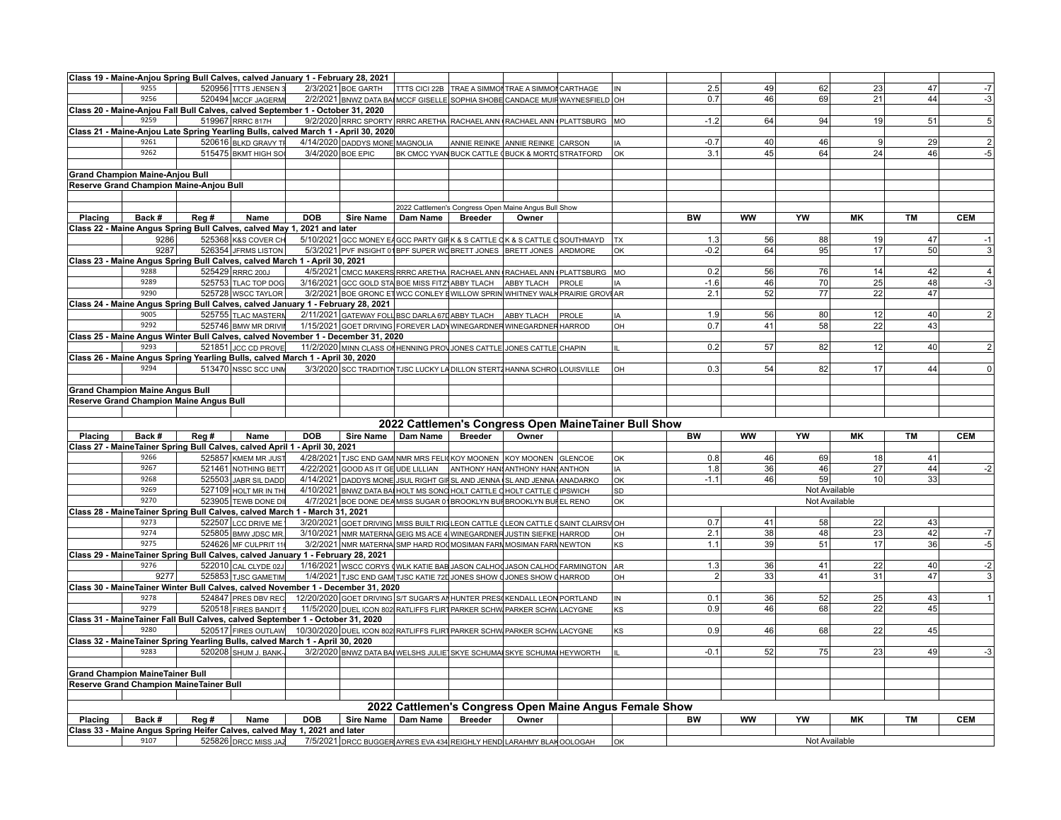| Placing | Back # | Reg # | Name | DOB | Sire Name | Dam Name | Breeder | Owner | | | BW | WW | YW | MK | TM | CEM |
|---|---|---|---|---|---|---|---|---|---|---|---|---|---|---|---|---|
| **Class 19 - Maine-Anjou Spring Bull Calves, calved January 1 - February 28, 2021** | | | | | | | | | | | | | | | | |
| | 9255 | 520956 | TTTS JENSEN 3 | 2/3/2021 | BOE GARTH | TTTS CICI 22B | TRAE A SIMMON | TRAE A SIMMON | CARTHAGE | IN | 2.5 | 49 | 62 | 23 | 47 | -7 |
| | 9256 | 520494 | MCCF JAGERMI | 2/2/2021 | BNWZ DATA BA | MCCF GISELLE | SOPHIA SHOBE | CANDACE MUIR | WAYNESFIELD | OH | 0.7 | 46 | 69 | 21 | 44 | -3 |
| **Class 20 - Maine-Anjou Fall Bull Calves, calved September 1 - October 31, 2020** | | | | | | | | | | | | | | | | |
| | 9259 | 519967 | RRRC 817H | 9/2/2020 | RRRC SPORTY | RRRC ARETHA | RACHAEL ANN | RACHAEL ANN | PLATTSBURG | MO | -1.2 | 64 | 94 | 19 | 51 | 5 |
| **Class 21 - Maine-Anjou Late Spring Yearling Bulls, calved March 1 - April 30, 2020** | | | | | | | | | | | | | | | | |
| | 9261 | 520616 | BLKD GRAVY TF | 4/14/2020 | DADDYS MONE | MAGNOLIA | ANNIE REINKE | ANNIE REINKE | CARSON | IA | -0.7 | 40 | 46 | 9 | 29 | 2 |
| | 9262 | 515475 | BKMT HIGH SO | 3/4/2020 | BOE EPIC | BK CMCC YVAN | BUCK CATTLE | BUCK & MORTO | STRATFORD | OK | 3.1 | 45 | 64 | 24 | 46 | -5 |
| **Grand Champion Maine-Anjou Bull** | | | | | | | | | | | | | | | | |
| **Reserve Grand Champion Maine-Anjou Bull** | | | | | | | | | | | | | | | | |

2022 Cattlemen's Congress Open Maine Angus Bull Show

| Placing | Back # | Reg # | Name | DOB | Sire Name | Dam Name | Breeder | Owner | | | BW | WW | YW | MK | TM | CEM |
|---|---|---|---|---|---|---|---|---|---|---|---|---|---|---|---|---|
| **Class 22 - Maine Angus Spring Bull Calves, calved May 1, 2021 and later** | | | | | | | | | | | | | | | | |
| | 9286 | 525368 | K&S COVER CH | 5/10/2021 | GCC MONEY E | GCC PARTY GIR | K & S CATTLE C | K & S CATTLE C | SOUTHMAYD | TX | 1.3 | 56 | 88 | 19 | 47 | -1 |
| | 9287 | 526354 | JFRMS LISTON | 5/3/2021 | PVF INSIGHT 0 | BPF SUPER WO | BRETT JONES | BRETT JONES | ARDMORE | OK | -0.2 | 64 | 95 | 17 | 50 | 3 |
| **Class 23 - Maine Angus Spring Bull Calves, calved March 1 - April 30, 2021** | | | | | | | | | | | | | | | | |
| | 9288 | 525429 | RRRC 200J | 4/5/2021 | CMCC MAKERS | RRRC ARETHA | RACHAEL ANN | RACHAEL ANN | PLATTSBURG | MO | 0.2 | 56 | 76 | 14 | 42 | 4 |
| | 9289 | 525753 | TLAC TOP DOG | 3/16/2021 | GCC GOLD STA | BOE MISS FITZ | ABBY TLACH | ABBY TLACH | PROLE | IA | -1.6 | 46 | 70 | 25 | 48 | -3 |
| | 9290 | 525728 | WSCC TAYLOR | 3/2/2021 | BOE GRONC E | WCC CONLEY E | WILLOW SPRIN | WHITNEY WALK | PRAIRIE GROVE | AR | 2.1 | 52 | 77 | 22 | 47 | |
| **Class 24 - Maine Angus Spring Bull Calves, calved January 1 - February 28, 2021** | | | | | | | | | | | | | | | | |
| | 9005 | 525755 | TLAC MASTERN | 2/11/2021 | GATEWAY FOLL | BSC DARLA 67D | ABBY TLACH | ABBY TLACH | PROLE | IA | 1.9 | 56 | 80 | 12 | 40 | 2 |
| | 9292 | 525746 | BMW MR DRIVI | 1/15/2021 | GOET DRIVING | FOREVER LADY | WINEGARDNER | WINEGARDNER | HARROD | OH | 0.7 | 41 | 58 | 22 | 43 | |
| **Class 25 - Maine Angus Winter Bull Calves, calved November 1 - December 31, 2020** | | | | | | | | | | | | | | | | |
| | 9293 | 521851 | JCC CD PROVE | 11/2/2020 | MINN CLASS O | HENNING PROV | JONES CATTLE | JONES CATTLE | CHAPIN | IL | 0.2 | 57 | 82 | 12 | 40 | 2 |
| **Class 26 - Maine Angus Spring Yearling Bulls, calved March 1 - April 30, 2020** | | | | | | | | | | | | | | | | |
| | 9294 | 513470 | NSSC SCC UNM | 3/3/2020 | SCC TRADITION | TJSC LUCKY LA | DILLON STERTZ | HANNA SCHRO | LOUISVILLE | OH | 0.3 | 54 | 82 | 17 | 44 | 0 |
| **Grand Champion Maine Angus Bull** | | | | | | | | | | | | | | | | |
| **Reserve Grand Champion Maine Angus Bull** | | | | | | | | | | | | | | | | |

## 2022 Cattlemen's Congress Open MaineTainer Bull Show

| Placing | Back # | Reg # | Name | DOB | Sire Name | Dam Name | Breeder | Owner | | | BW | WW | YW | MK | TM | CEM |
|---|---|---|---|---|---|---|---|---|---|---|---|---|---|---|---|---|
| **Class 27 - MaineTainer Spring Bull Calves, calved April 1 - April 30, 2021** | | | | | | | | | | | | | | | | |
| | 9266 | 525857 | KMEM MR JUST | 4/28/2021 | TJSC END GAM | NMR MRS FELI | KOY MOONEN | KOY MOONEN | GLENCOE | OK | 0.8 | 46 | 69 | 18 | 41 | |
| | 9267 | 521461 | NOTHING BETT | 4/22/2021 | GOOD AS IT GE | UDE LILLIAN | ANTHONY HAN | ANTHONY HAN | ANTHON | IA | 1.8 | 36 | 46 | 27 | 44 | -2 |
| | 9268 | 525503 | JABR SIL DADD | 4/14/2021 | DADDYS MONE | JSUL RIGHT GIR | SL AND JENNA | SL AND JENNA | ANADARKO | OK | -1.1 | 46 | 59 | 10 | 33 | |
| | 9269 | 527109 | HOLT MR IN TH | 4/10/2021 | BNWZ DATA BA | HOLT MS SONG | HOLT CATTLE C | HOLT CATTLE C | IPSWICH | SD | | | Not Available | | | |
| | 9270 | 523905 | TEWB DONE DI | 4/7/2021 | BOE DONE DEA | MISS SUGAR 01 | BROOKLYN BUR | BROOKLYN BUR | EL RENO | OK | | | Not Available | | | |
| **Class 28 - MaineTainer Spring Bull Calves, calved March 1 - March 31, 2021** | | | | | | | | | | | | | | | | |
| | 9273 | 522507 | LCC DRIVE ME | 3/20/2021 | GOET DRIVING | MISS BUILT RIG | LEON CATTLE C | LEON CATTLE C | SAINT CLAIRSV | OH | 0.7 | 41 | 58 | 22 | 43 | |
| | 9274 | 525805 | BMW JDSC MR | 3/10/2021 | NMR MATERNA | GEIG MS ACE 4 | WINEGARDNER | JUSTIN SIEFKE | HARROD | OH | 2.1 | 38 | 48 | 23 | 42 | -7 |
| | 9275 | 524626 | MF CULPRIT 11 | 3/2/2021 | NMR MATERNA | SMP HARD RO | MOSIMAN FARM | MOSIMAN FARM | NEWTON | KS | 1.1 | 39 | 51 | 17 | 36 | -5 |
| **Class 29 - MaineTainer Spring Bull Calves, calved January 1 - February 28, 2021** | | | | | | | | | | | | | | | | |
| | 9276 | 522010 | CAL CLYDE 02J | 1/16/2021 | WSCC CORYS | WLK KATIE BAB | JASON CALHO | JASON CALHO | FARMINGTON | AR | 1.3 | 36 | 41 | 22 | 40 | -2 |
| | 9277 | 525853 | TJSC GAMETIM | 1/4/2021 | TJSC END GAM | TJSC KATIE 72D | JONES SHOW C | JONES SHOW C | HARROD | OH | 2 | 33 | 41 | 31 | 47 | 3 |
| **Class 30 - MaineTainer Winter Bull Calves, calved November 1 - December 31, 2020** | | | | | | | | | | | | | | | | |
| | 9278 | 524847 | PRES DBV REC | 12/20/2020 | GOET DRIVING | S/T SUGAR'S A | HUNTER PRES | KENDALL LEON | PORTLAND | IN | 0.1 | 36 | 52 | 25 | 43 | 1 |
| | 9279 | 520518 | FIRES BANDIT | 11/5/2020 | DUEL ICON 802 | RATLIFFS FLIRT | PARKER SCHW | PARKER SCHW | LACYGNE | KS | 0.9 | 46 | 68 | 22 | 45 | |
| **Class 31 - MaineTainer Fall Bull Calves, calved September 1 - October 31, 2020** | | | | | | | | | | | | | | | | |
| | 9280 | 520517 | FIRES OUTLAW | 10/30/2020 | DUEL ICON 802 | RATLIFFS FLIRT | PARKER SCHW | PARKER SCHW | LACYGNE | KS | 0.9 | 46 | 68 | 22 | 45 | |
| **Class 32 - MaineTainer Spring Yearling Bulls, calved March 1 - April 30, 2020** | | | | | | | | | | | | | | | | |
| | 9283 | 520208 | SHUM J. BANK- | 3/2/2020 | BNWZ DATA BA | WELSHS JULIET | SKYE SCHUMA | SKYE SCHUMA | HEYWORTH | IL | -0.1 | 52 | 75 | 23 | 49 | -3 |
| **Grand Champion MaineTainer Bull** | | | | | | | | | | | | | | | | |
| **Reserve Grand Champion MaineTainer Bull** | | | | | | | | | | | | | | | | |

## 2022 Cattlemen's Congress Open Maine Angus Female Show

| Placing | Back # | Reg # | Name | DOB | Sire Name | Dam Name | Breeder | Owner | | | BW | WW | YW | MK | TM | CEM |
|---|---|---|---|---|---|---|---|---|---|---|---|---|---|---|---|---|
| **Class 33 - Maine Angus Spring Heifer Calves, calved May 1, 2021 and later** | | | | | | | | | | | | | | | | |
| | 9107 | 525826 | DRCC MISS JAZ | 7/5/2021 | DRCC BUGGER | AYRES EVA 434 | REIGHLY HEND | LARAHMY BLAK | OOLOGAH | OK | | | Not Available | | | |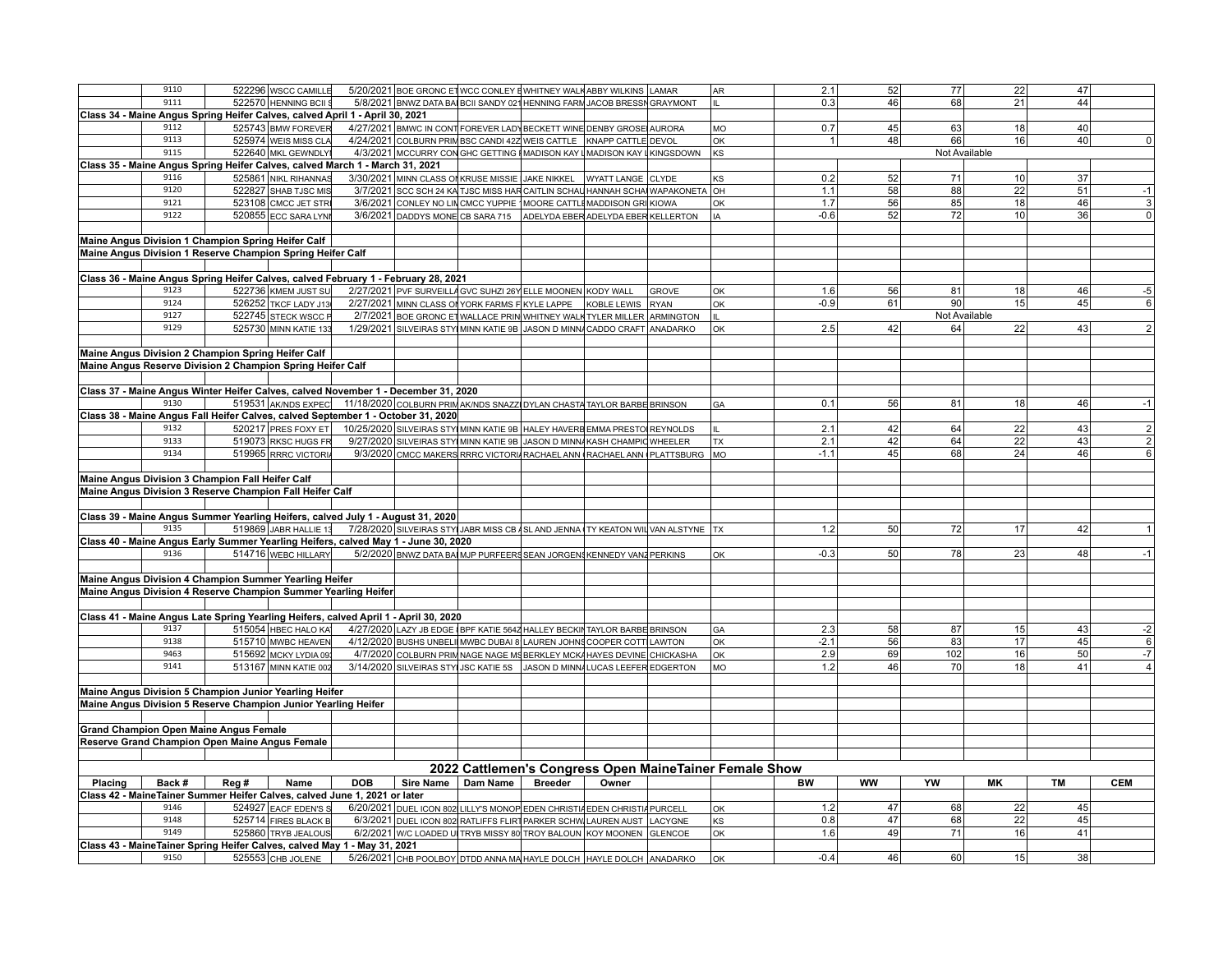| Placing | Back # | Reg # | Name | DOB | Sire Name | Dam Name | Breeder | Owner | | | BW | WW | YW | MK | TM | CEM |
|---|---|---|---|---|---|---|---|---|---|---|---|---|---|---|---|---|
| | 9110 | 522296 | WSCC CAMILLE | 5/20/2021 | BOE GRONC ET | WCC CONLEY E | WHITNEY WALK | ABBY WILKINS | LAMAR | AR | 2.1 | 52 | 77 | 22 | 47 | |
| | 9111 | 522570 | HENNING BCII S | 5/8/2021 | BNWZ DATA BA | BCII SANDY 021 | HENNING FARM | JACOB BRESSN | GRAYMONT | IL | 0.3 | 46 | 68 | 21 | 44 | |
| **Class 34 - Maine Angus Spring Heifer Calves, calved April 1 - April 30, 2021** | | | | | | | | | | | | | | | | |
| | 9112 | 525743 | BMW FOREVER | 4/27/2021 | BMWC IN CONT | FOREVER LADY | BECKETT WINE | DENBY GROSE | AURORA | MO | 0.7 | 45 | 63 | 18 | 40 | |
| | 9113 | 525974 | WEIS MISS CLA | 4/24/2021 | COLBURN PRIM | BSC CANDI 42Z | WEIS CATTLE | KNAPP CATTLE | DEVOL | OK | 1 | 48 | 66 | 16 | 40 | 0 |
| | 9115 | 522640 | MKL GEWNDLY | 4/3/2021 | MCCURRY CON | GHC GETTING | MADISON KAY L | MADISON KAY L | KINGSDOWN | KS | Not Available | | | | | |
| **Class 35 - Maine Angus Spring Heifer Calves, calved March 1 - March 31, 2021** | | | | | | | | | | | | | | | | |
| | 9116 | 525861 | NIKL RIHANNAS | 3/30/2021 | MINN CLASS ON | KRUSE MISSIE | JAKE NIKKEL | WYATT LANGE | CLYDE | KS | 0.2 | 52 | 71 | 10 | 37 | |
| | 9120 | 522827 | SHAB TJSC MIS | 3/7/2021 | SCC SCH 24 KA | TJSC MISS HAR | CAITLIN SCHAU | HANNAH SCHA | WAPAKONETA | OH | 1.1 | 58 | 88 | 22 | 51 | -1 |
| | 9121 | 523108 | CMCC JET STR | 3/6/2021 | CONLEY NO LIM | CMCC YUPPIE | MOORE CATTLE | MADDISON GRI | KIOWA | OK | 1.7 | 56 | 85 | 18 | 46 | 3 |
| | 9122 | 520855 | ECC SARA LYNN | 3/6/2021 | DADDYS MONE | CB SARA 715 | ADELYDA EBER | ADELYDA EBER | KELLERTON | IA | -0.6 | 52 | 72 | 10 | 36 | 0 |
| **Maine Angus Division 1 Champion Spring Heifer Calf** | | | | | | | | | | | | | | | | |
| **Maine Angus Division 1 Reserve Champion Spring Heifer Calf** | | | | | | | | | | | | | | | | |
| **Class 36 - Maine Angus Spring Heifer Calves, calved February 1 - February 28, 2021** | | | | | | | | | | | | | | | | |
| | 9123 | 522736 | KMEM JUST SU | 2/27/2021 | PVF SURVEILLA | GVC SUHZI 26Y | ELLE MOONEN | KODY WALL | GROVE | OK | 1.6 | 56 | 81 | 18 | 46 | -5 |
| | 9124 | 526252 | TKCF LADY J13 | 2/27/2021 | MINN CLASS ON | YORK FARMS F | KYLE LAPPE | KOBLE LEWIS | RYAN | OK | -0.9 | 61 | 90 | 15 | 45 | 6 |
| | 9127 | 522745 | STECK WSCC P | 2/7/2021 | BOE GRONC ET | WALLACE PRIN | WHITNEY WALK | TYLER MILLER | ARMINGTON | IL | Not Available | | | | | |
| | 9129 | 525730 | MINN KATIE 133 | 1/29/2021 | SILVEIRAS STY | MINN KATIE 9B | JASON D MINNA | CADDO CRAFT | ANADARKO | OK | 2.5 | 42 | 64 | 22 | 43 | 2 |
| **Maine Angus Division 2 Champion Spring Heifer Calf** | | | | | | | | | | | | | | | | |
| **Maine Angus Reserve Division 2 Champion Spring Heifer Calf** | | | | | | | | | | | | | | | | |
| **Class 37 - Maine Angus Winter Heifer Calves, calved November 1 - December 31, 2020** | | | | | | | | | | | | | | | | |
| | 9130 | 519531 | AK/NDS EXPEC | 11/18/2020 | COLBURN PRIM | AK/NDS SNAZZ | DYLAN CHASTA | TAYLOR BARBE | BRINSON | GA | 0.1 | 56 | 81 | 18 | 46 | -1 |
| **Class 38 - Maine Angus Fall Heifer Calves, calved September 1 - October 31, 2020** | | | | | | | | | | | | | | | | |
| | 9132 | 520217 | PRES FOXY ET | 10/25/2020 | SILVEIRAS STY | MINN KATIE 9B | HALEY HAVERB | EMMA PRESTO | REYNOLDS | IL | 2.1 | 42 | 64 | 22 | 43 | 2 |
| | 9133 | 519073 | RKSC HUGS FR | 9/27/2020 | SILVEIRAS STY | MINN KATIE 9B | JASON D MINNA | KASH CHAMPIO | WHEELER | TX | 2.1 | 42 | 64 | 22 | 43 | 2 |
| | 9134 | 519965 | RRRC VICTORIA | 9/3/2020 | CMCC MAKERS | RRRC VICTORIA | RACHAEL ANN | RACHAEL ANN | PLATTSBURG | MO | -1.1 | 45 | 68 | 24 | 46 | 6 |
| **Maine Angus Division 3 Champion Fall Heifer Calf** | | | | | | | | | | | | | | | | |
| **Maine Angus Division 3 Reserve Champion Fall Heifer Calf** | | | | | | | | | | | | | | | | |
| **Class 39 - Maine Angus Summer Yearling Heifers, calved July 1 - August 31, 2020** | | | | | | | | | | | | | | | | |
| | 9135 | 519869 | JABR HALLIE 13 | 7/28/2020 | SILVEIRAS STY | JABR MISS CB | SL AND JENNA | TY KEATON WIL | VAN ALSTYNE | TX | 1.2 | 50 | 72 | 17 | 42 | 1 |
| **Class 40 - Maine Angus Early Summer Yearling Heifers, calved May 1 - June 30, 2020** | | | | | | | | | | | | | | | | |
| | 9136 | 514716 | WEBC HILLARY | 5/2/2020 | BNWZ DATA BA | MJP PURFEERS | SEAN JORGENS | KENNEDY VANZ | PERKINS | OK | -0.3 | 50 | 78 | 23 | 48 | -1 |
| **Maine Angus Division 4 Champion Summer Yearling Heifer** | | | | | | | | | | | | | | | | |
| **Maine Angus Division 4 Reserve Champion Summer Yearling Heifer** | | | | | | | | | | | | | | | | |
| **Class 41 - Maine Angus Late Spring Yearling Heifers, calved April 1 - April 30, 2020** | | | | | | | | | | | | | | | | |
| | 9137 | 515054 | HBEC HALO KA | 4/27/2020 | LAZY JB EDGE | BPF KATIE 564Z | HALLEY BECKIN | TAYLOR BARBE | BRINSON | GA | 2.3 | 58 | 87 | 15 | 43 | -2 |
| | 9138 | 515710 | MWBC HEAVEN | 4/12/2020 | BUSHS UNBELI | MWBC DUBAI 8 | LAUREN JOHNS | COOPER COTT | LAWTON | OK | -2.1 | 56 | 83 | 17 | 45 | 6 |
| | 9463 | 515692 | MCKY LYDIA 09 | 4/7/2020 | COLBURN PRIM | NAGE NAGE MS | BERKLEY MCKA | HAYES DEVINE | CHICKASHA | OK | 2.9 | 69 | 102 | 16 | 50 | -7 |
| | 9141 | 513167 | MINN KATIE 002 | 3/14/2020 | SILVEIRAS STY | JSC KATIE 5S | JASON D MINNA | LUCAS LEEFER | EDGERTON | MO | 1.2 | 46 | 70 | 18 | 41 | 4 |
| **Maine Angus Division 5 Champion Junior Yearling Heifer** | | | | | | | | | | | | | | | | |
| **Maine Angus Division 5 Reserve Champion Junior Yearling Heifer** | | | | | | | | | | | | | | | | |
| **Grand Champion Open Maine Angus Female** | | | | | | | | | | | | | | | | |
| **Reserve Grand Champion Open Maine Angus Female** | | | | | | | | | | | | | | | | |

## 2022 Cattlemen's Congress Open MaineTainer Female Show

| Placing | Back # | Reg # | Name | DOB | Sire Name | Dam Name | Breeder | Owner | | | BW | WW | YW | MK | TM | CEM |
|---|---|---|---|---|---|---|---|---|---|---|---|---|---|---|---|---|
| **Class 42 - MaineTainer Summer Heifer Calves, calved June 1, 2021 or later** | | | | | | | | | | | | | | | | |
| | 9146 | 524927 | EACF EDEN'S S | 6/20/2021 | DUEL ICON 802 | LILLY'S MONOP | EDEN CHRISTIA | EDEN CHRISTIA | PURCELL | OK | 1.2 | 47 | 68 | 22 | 45 | |
| | 9148 | 525714 | FIRES BLACK B | 6/3/2021 | DUEL ICON 802 | RATLIFFS FLIRT | PARKER SCHW | LAUREN AUST | LACYGNE | KS | 0.8 | 47 | 68 | 22 | 45 | |
| | 9149 | 525860 | TRYB JEALOUS | 6/2/2021 | W/C LOADED U | TRYB MISSY 80 | TROY BALOUN | KOY MOONEN | GLENCOE | OK | 1.6 | 49 | 71 | 16 | 41 | |
| **Class 43 - MaineTainer Spring Heifer Calves, calved May 1 - May 31, 2021** | | | | | | | | | | | | | | | | |
| | 9150 | 525553 | CHB JOLENE | 5/26/2021 | CHB POOLBOY | DTDD ANNA MA | HAYLE DOLCH | HAYLE DOLCH | ANADARKO | OK | -0.4 | 46 | 60 | 15 | 38 | |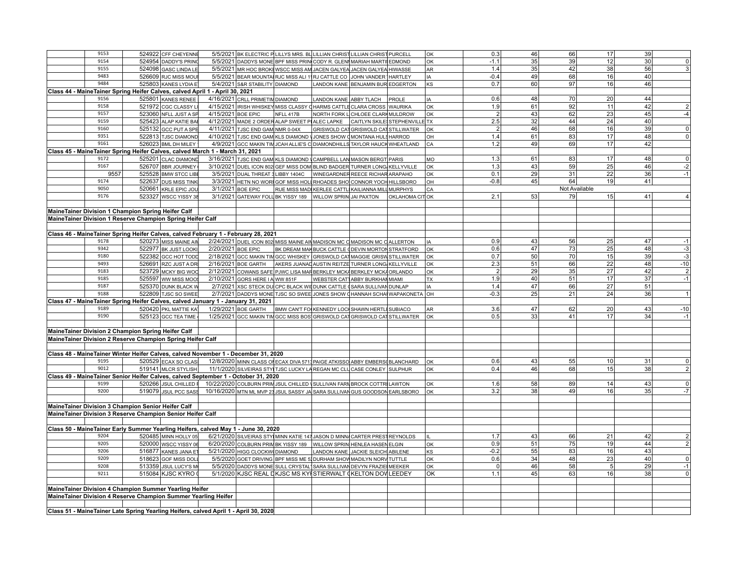| | | | | | | | | | | | | | | | | | |
|---|---|---|---|---|---|---|---|---|---|---|---|---|---|---|---|---|---|
| | 9153 | 524922 | CFF CHEYENNE | 5/5/2021 | BK ELECTRIC P | LILLYS MRS. BL | LILLIAN CHRIST | LILLIAN CHRIST | PURCELL | OK | 0.3 | 46 | 66 | 17 | 39 | |
| | 9154 | 524954 | DADDY'S PRIN | 5/5/2021 | DADDYS MONE | BPF MISS PRIN | CODY R. GLENN | MARIAH MARTI | EDMOND | OK | -1.1 | 35 | 39 | 12 | 30 | 0 |
| | 9155 | 524098 | GASC LINDA LE | 5/5/2021 | MR HOC BROKE | WSCC MISS AM | JACEN GALYEA | JACEN GALYEA | HIWASSE | AR | 1.4 | 35 | 42 | 38 | 56 | 3 |
| | 9483 | 526609 | RJC MISS MOU | 5/5/2021 | BEAR MOUNTAI | RJC MISS ALI 1 | RJ CATTLE CO | JOHN VANDER | HARTLEY | IA | -0.4 | 49 | 68 | 16 | 40 | |
| | 9484 | 525803 | KANES LYDIA E | 5/4/2021 | S&R STABILITY | DIAMOND | LANDON KANE | BENJAMIN BUR | EDGERTON | KS | 0.7 | 60 | 97 | 16 | 46 | |
| **Class 44 - MaineTainer Spring Heifer Calves, calved April 1 - April 30, 2021** | | | | | | | | | | | | | | | | |
| | 9156 | 525801 | KANES RENEE | 4/16/2021 | CRLL PRIMETIM | DIAMOND | LANDON KANE | ABBY TLACH | PROLE | IA | 0.6 | 48 | 70 | 20 | 44 | |
| | 9158 | 521972 | CGC CLASSY L | 4/15/2021 | IRISH WHISKEY | MISS CLASSY C | HARMS CATTLE | CLARA CROSS | WAURIKA | OK | 1.9 | 61 | 92 | 11 | 42 | 2 |
| | 9157 | 523060 | NFLL JUST A SP | 4/15/2021 | BOE EPIC | NFLL 417B | NORTH FORK L | CHLOEE CLARK | MULDROW | OK | 2 | 43 | 62 | 23 | 45 | -4 |
| | 9159 | 525423 | ALAP KATIE BA | 4/12/2021 | MADE 2 ORDER | ALAP SWEET P | ALEC LAPKE | CAITLYN SKILES | STEPHENVILLE | TX | 2.5 | 32 | 44 | 24 | 40 | |
| | 9160 | 525132 | GCC PUT A SPE | 4/11/2021 | TJSC END GAM | NMR 0-04X | GRISWOLD CAT | GRISWOLD CAT | STILLWATER | OK | 2 | 46 | 68 | 16 | 39 | 0 |
| | 9351 | 522813 | TJSC DIAMOND | 4/10/2021 | TJSC END GAM | KLS DIAMOND \ | JONES SHOW C | MONTANA HULS | HARROD | OH | 1.4 | 61 | 83 | 17 | 48 | 0 |
| | 9161 | 526023 | BML DH MILEY | 4/9/2021 | GCC MAKIN TIM | JCAH ALLIE'S C | DIAMONDHILLS | TAYLOR HAUCK | WHEATLAND | CA | 1.2 | 49 | 69 | 17 | 42 | |
| **Class 45 - MaineTainer Spring Heifer Calves, calved March 1 - March 31, 2021** | | | | | | | | | | | | | | | | |
| | 9172 | 525201 | CLAC DIAMOND | 3/16/2021 | TJSC END GAM | KLS DIAMOND \ | CAMPBELL LAN | MASON BERGT | PARIS | MO | 1.3 | 61 | 83 | 17 | 48 | 0 |
| | 9167 | 526707 | BBR JOURNEY | 3/10/2021 | DUEL ICON 802 | GEF MISS DOM | BLIND BADGER | TURNER LONG | KELLYVILLE | OK | 1.3 | 43 | 59 | 25 | 46 | -2 |
| | 9557 | 525528 | BMW STCC LIB | 3/5/2021 | DUAL THREAT 3 | LIBBY 1404C | WINEGARDNER | REECE RICHAR | ARAPAHO | OK | 0.1 | 29 | 31 | 22 | 36 | -1 |
| | 9174 | 522637 | DUS MISS TINK | 3/3/2021 | HETN NO WOR | GOF MISS HOL | RHOADES SHO | CONNOR YOCH | HILLSBORO | OH | -0.8 | 45 | 64 | 19 | 41 | |
| | 9050 | 520661 | KRLE EPIC JOU | 3/1/2021 | BOE EPIC | RUE MISS MAD | KERLEE CATTL | KAILIANNA MIL | MURPHYS | CA | | | Not Available | | | |
| | 9176 | 523327 | WSCC YISSY 38 | 3/1/2021 | GATEWAY FOLL | BK YISSY 189 | WILLOW SPRIN | JAI PAXTON | OKLAHOMA CIT | OK | 2.1 | 53 | 79 | 15 | 41 | 4 |
| **MaineTainer Division 1 Champion Spring Heifer Calf** | | | | | | | | | | | | | | | | |
| **MaineTainer Division 1 Reserve Champion Spring Heifer Calf** | | | | | | | | | | | | | | | | |
| **Class 46 - MaineTainer Spring Heifer Calves, calved February 1 - February 28, 2021** | | | | | | | | | | | | | | | | |
| | 9178 | 520273 | MISS MAINE AI | 2/24/2021 | DUEL ICON 802 | MISS MAINE AI | MADISON MC C | MADISON MC C | ALLERTON | IA | 0.9 | 43 | 56 | 25 | 47 | -1 |
| | 9342 | 522977 | BK JUST LOOK | 2/20/2021 | BOE EPIC | BK DREAM MA | BUCK CATTLE | DEVIN MORTON | STRATFORD | OK | 0.6 | 47 | 73 | 25 | 48 | -3 |
| | 9180 | 522382 | GCC HOT TODD | 2/18/2021 | GCC MAKIN TIM | GCC WHISKEY | GRISWOLD CAT | MAGGIE GRISW | STILLWATER | OK | 0.7 | 50 | 70 | 15 | 39 | -3 |
| | 9493 | 526691 | RZC JUST A DR | 2/16/2021 | BOE GARTH | AKERS JUANA | AUSTIN REITZE | TURNER LONG | KELLYVILLE | OK | 2.3 | 51 | 66 | 22 | 48 | -10 |
| | 9183 | 523729 | MCKY BIG WO | 2/12/2021 | COWANS SAFE | PJWC LISA MA | BERKLEY MCK | BERKLEY MCK | ORLANDO | OK | 2 | 29 | 35 | 27 | 42 | 2 |
| | 9185 | 525597 | WW MISS MOO | 2/10/2021 | GORS HERE I A | WW 851F | WEBSTER CAT | ABBY BURKHA | MIAMI | TX | 1.9 | 40 | 51 | 17 | 37 | -1 |
| | 9187 | 525370 | DUNK BLACK W | 2/7/2021 | XSC STECK DU | CPC BLACK WI | DUNK CATTLE | SARA SULLIVAN | DUNLAP | IA | 1.4 | 47 | 66 | 27 | 51 | |
| | 9188 | 522809 | TJSC SO SWEE | 2/7/2021 | DADDYS MONE | TJSC SO SWEE | JONES SHOW C | HANNAH SCHA | WAPAKONETA | OH | -0.3 | 25 | 21 | 24 | 36 | 1 |
| **Class 47 - MaineTainer Spring Heifer Calves, calved January 1 - January 31, 2021** | | | | | | | | | | | | | | | | |
| | 9189 | 520420 | PKL MATTIE KA | 1/29/2021 | BOE GARTH | BMW CAN'T FO | KENNEDY LOCK | SHAWN HERTL | SUBIACO | AR | 3.6 | 47 | 62 | 20 | 43 | -10 |
| | 9190 | 525123 | GCC TEA TIME | 1/25/2021 | GCC MAKIN TIM | GCC MISS BOS | GRISWOLD CAT | GRISWOLD CAT | STILLWATER | OK | 0.5 | 33 | 41 | 17 | 34 | -1 |
| **MaineTainer Division 2 Champion Spring Heifer Calf** | | | | | | | | | | | | | | | | |
| **MaineTainer Division 2 Reserve Champion Spring Heifer Calf** | | | | | | | | | | | | | | | | |
| **Class 48 - MaineTainer Winter Heifer Calves, calved November 1 - December 31, 2020** | | | | | | | | | | | | | | | | |
| | 9195 | 520529 | ECAX SO CLAS | 12/8/2020 | MINN CLASS O | ECAX DIVA 571 | PAIGE ATKISSO | ABBY EMBERS | BLANCHARD | OK | 0.6 | 43 | 55 | 10 | 31 | 0 |
| | 9012 | 519141 | MLCR STYLISH | 11/1/2020 | SILVEIRAS STY | TJSC LUCKY LA | REGAN MC CLU | CASE CONLEY | SULPHUR | OK | 0.4 | 46 | 68 | 15 | 38 | 2 |
| **Class 49 - MaineTainer Senior Heifer Calves, calved September 1 - October 31, 2020** | | | | | | | | | | | | | | | | |
| | 9199 | 520266 | JSUL CHILLED | 10/22/2020 | COLBURN PRIM | JSUL CHILLED \ | SULLIVAN FAR | BROCK COTTR | LAWTON | OK | 1.6 | 58 | 89 | 14 | 43 | 0 |
| | 9200 | 519079 | JSUL PCC SAS | 10/16/2020 | MTN ML MVP 2 | JSUL SASSY JA | SARA SULLIVAN | GUS GOODSON | EARLSBORO | OK | 3.2 | 38 | 49 | 16 | 35 | -7 |
| **MaineTainer Division 3 Champion Senior Heifer Calf** | | | | | | | | | | | | | | | | |
| **MaineTainer Division 3 Reserve Champion Senior Heifer Calf** | | | | | | | | | | | | | | | | |
| **Class 50 - MaineTainer Early Summer Yearling Heifers, calved May 1 - June 30, 2020** | | | | | | | | | | | | | | | | |
| | 9204 | 520485 | MINN HOLLY 05 | 6/21/2020 | SILVEIRAS STY | MINN KATIE 14 | JASON D MINN | CARTER PREST | REYNOLDS | IL | 1.7 | 43 | 66 | 21 | 42 | 2 |
| | 9205 | 520000 | WSCC YISSY 06 | 6/20/2020 | COLBURN PRIM | BK YISSY 189 | WILLOW SPRIN | HENLEA HASEN | ELGIN | OK | 0.9 | 51 | 75 | 19 | 44 | 2 |
| | 9206 | 516877 | KANES JANA E | 5/21/2020 | HIGG CLOCKW | DIAMOND | LANDON KANE | JACKIE SLEICH | ABILENE | KS | -0.2 | 55 | 83 | 16 | 43 | |
| | 9209 | 518623 | GOF MISS DOL | 5/5/2020 | GOET DRIVING | BPF MISS ME 5 | DURHAM SHOW | MADILYN NORV | TUTTLE | OK | 0.6 | 34 | 48 | 23 | 40 | 0 |
| | 9208 | 513359 | JSUL LUCY'S M | 5/5/2020 | DADDYS MONE | SULL CRYSTAL | SARA SULLIVAN | DEVYN FRAZIE | MEEKER | OK | 0 | 46 | 58 | 5 | 29 | -1 |
| | 9211 | 515084 | KJSC KYRO | 5/1/2020 | KJSC REAL D | KJSC MS KY | STIERWALT C | KELTON DOV | LEEDEY | OK | 1.1 | 45 | 63 | 16 | 38 | 0 |
| **MaineTainer Division 4 Champion Summer Yearling Heifer** | | | | | | | | | | | | | | | | |
| **MaineTainer Division 4 Reserve Champion Summer Yearling Heifer** | | | | | | | | | | | | | | | | |
| **Class 51 - MaineTainer Late Spring Yearling Heifers, calved April 1 - April 30, 2020** | | | | | | | | | | | | | | | | |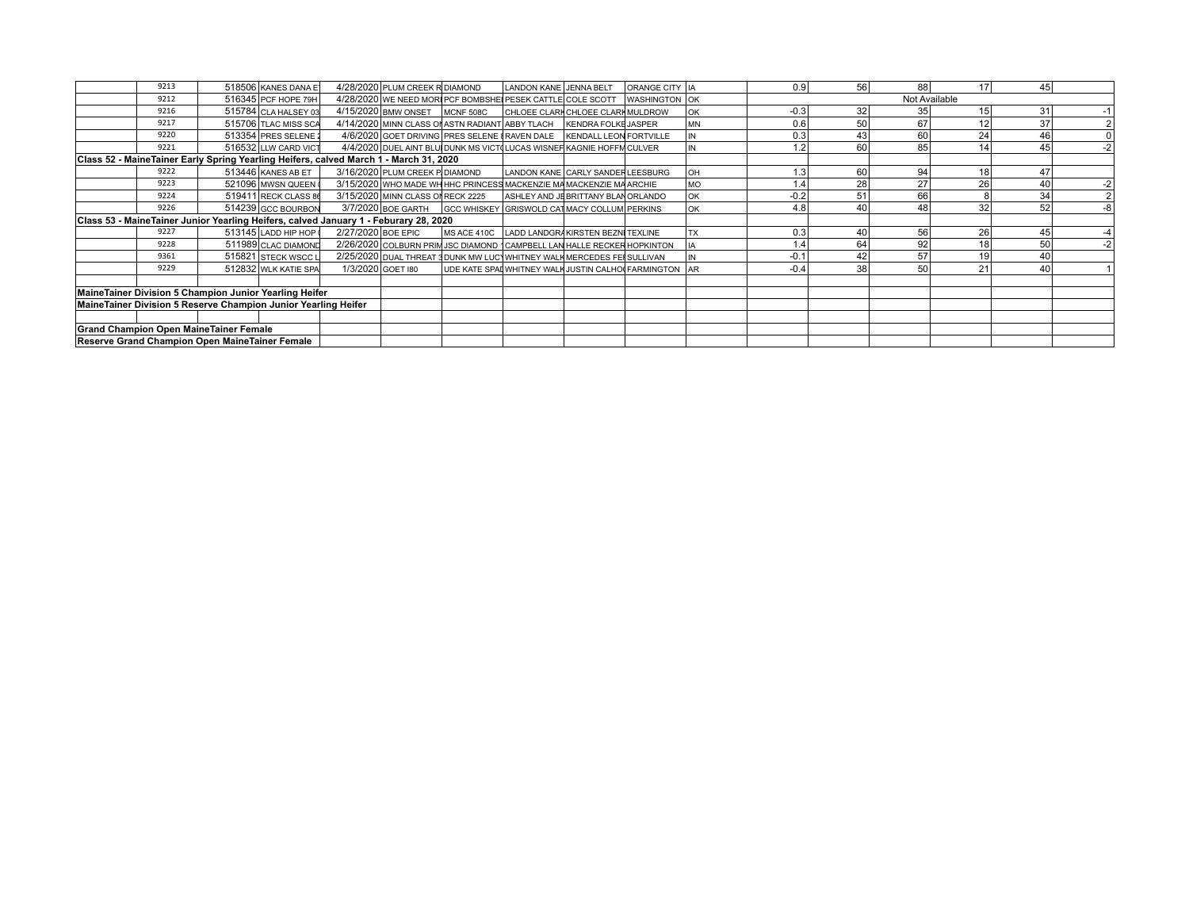| | | | | | | | | | | | | | | | | | |
|---|---|---|---|---|---|---|---|---|---|---|---|---|---|---|---|---|---|
| | 9213 | | 518506 | KANES DANA E | 4/28/2020 | PLUM CREEK R | DIAMOND | LANDON KANE | JENNA BELT | ORANGE CITY | IA | 0.9 | 56 | 88 | 17 | 45 | |
| | 9212 | | 516345 | PCF HOPE 79H | 4/28/2020 | WE NEED MORI | PCF BOMBSHE | PESEK CATTLE | COLE SCOTT | WASHINGTON | OK | | | Not Available | | | |
| | 9216 | | 515784 | CLA HALSEY 03 | 4/15/2020 | BMW ONSET | MCNF 508C | CHLOEE CLARK | CHLOEE CLARK | MULDROW | OK | -0.3 | 32 | 35 | 15 | 31 | -1 |
| | 9217 | | 515706 | TLAC MISS SCA | 4/14/2020 | MINN CLASS ON | ASTN RADIANT | ABBY TLACH | KENDRA FOLKE | JASPER | MN | 0.6 | 50 | 67 | 12 | 37 | 2 |
| | 9220 | | 513354 | PRES SELENE 2 | 4/6/2020 | GOET DRIVING | PRES SELENE | RAVEN DALE | KENDALL LEON | FORTVILLE | IN | 0.3 | 43 | 60 | 24 | 46 | 0 |
| | 9221 | | 516532 | LLW CARD VICT | 4/4/2020 | DUEL AINT BLU | DUNK MS VICTO | LUCAS WISNEF | KAGNIE HOFFM | CULVER | IN | 1.2 | 60 | 85 | 14 | 45 | -2 |
| **Class 52 - MaineTainer Early Spring Yearling Heifers, calved March 1 - March 31, 2020** | | | | | | | | | | | | | | | | | |
| | 9222 | | 513446 | KANES AB ET | 3/16/2020 | PLUM CREEK P | DIAMOND | LANDON KANE | CARLY SANDER | LEESBURG | OH | 1.3 | 60 | 94 | 18 | 47 | |
| | 9223 | | 521096 | MWSN QUEEN | 3/15/2020 | WHO MADE WH | HHC PRINCESS | MACKENZIE MA | MACKENZIE MA | ARCHIE | MO | 1.4 | 28 | 27 | 26 | 40 | -2 |
| | 9224 | | 519411 | RECK CLASS 86 | 3/15/2020 | MINN CLASS ON | RECK 2225 | ASHLEY AND JE | BRITTANY BLAN | ORLANDO | OK | -0.2 | 51 | 66 | 8 | 34 | 2 |
| | 9226 | | 514239 | GCC BOURBON | 3/7/2020 | BOE GARTH | GCC WHISKEY | GRISWOLD CAT | MACY COLLUM | PERKINS | OK | 4.8 | 40 | 48 | 32 | 52 | -8 |
| **Class 53 - MaineTainer Junior Yearling Heifers, calved January 1 - Feburary 28, 2020** | | | | | | | | | | | | | | | | | |
| | 9227 | | 513145 | LADD HIP HOP | 2/27/2020 | BOE EPIC | MS ACE 410C | LADD LANDGRA | KIRSTEN BEZNI | TEXLINE | TX | 0.3 | 40 | 56 | 26 | 45 | -4 |
| | 9228 | | 511989 | CLAC DIAMOND | 2/26/2020 | COLBURN PRIM | JSC DIAMOND | CAMPBELL LAN | HALLE RECKER | HOPKINTON | IA | 1.4 | 64 | 92 | 18 | 50 | -2 |
| | 9361 | | 515821 | STECK WSCC L | 2/25/2020 | DUAL THREAT 3 | DUNK MW LUC | WHITNEY WALK | MERCEDES FE | SULLIVAN | IN | -0.1 | 42 | 57 | 19 | 40 | |
| | 9229 | | 512832 | WLK KATIE SPA | 1/3/2020 | GOET I80 | UDE KATE SPA | WHITNEY WALK | JUSTIN CALHO | FARMINGTON | AR | -0.4 | 38 | 50 | 21 | 40 | 1 |
| | | | | | | | | | | | | | | | | | |
| **MaineTainer Division 5 Champion Junior Yearling Heifer** | | | | | | | | | | | | | | | | | |
| **MaineTainer Division 5 Reserve Champion Junior Yearling Heifer** | | | | | | | | | | | | | | | | | |
| | | | | | | | | | | | | | | | | | |
| **Grand Champion Open MaineTainer Female** | | | | | | | | | | | | | | | | | |
| **Reserve Grand Champion Open MaineTainer Female** | | | | | | | | | | | | | | | | | |